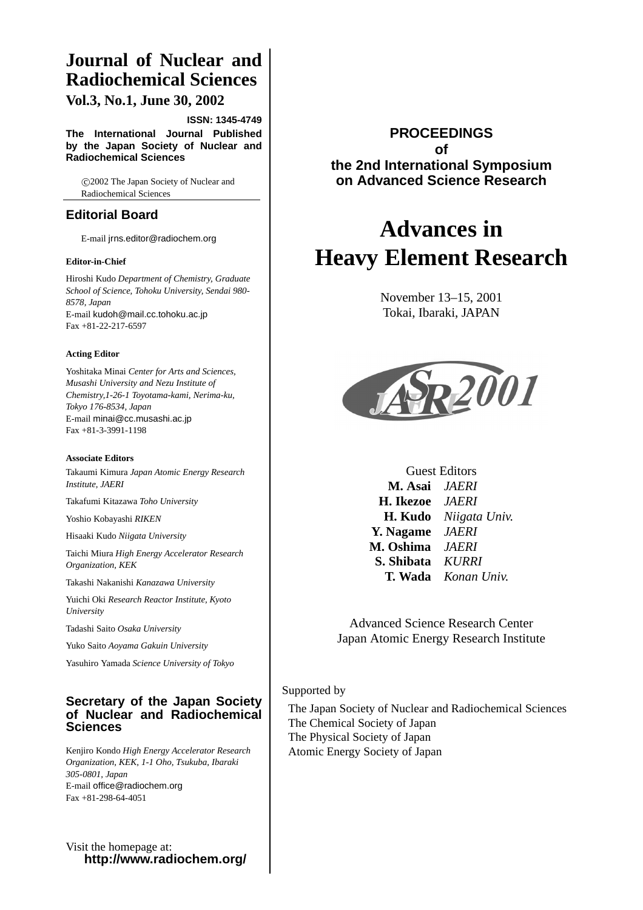# Journal of Nuclear and Radiochemical Sciences

**Vol.3, No.1, June 30, 2002**

**ISSN: 1345-4749**

**The International Journal Published by the Japan Society of Nuclear and Radiochemical Sciences**

©2002 The Japan Society of Nuclear and Radiochemical Sciences

## Editorial Board

E-mail jrns.editor@radiochem.org

**Editor-in-Chief**

Hiroshi Kudo *Department of Chemistry, Graduate School of Science, Tohoku University, Sendai 980-8578, Japan*
E-mail kudoh@mail.cc.tohoku.ac.jp
Fax +81-22-217-6597

**Acting Editor**

Yoshitaka Minai *Center for Arts and Sciences, Musashi University and Nezu Institute of Chemistry,1-26-1 Toyotama-kami, Nerima-ku, Tokyo 176-8534, Japan*
E-mail minai@cc.musashi.ac.jp
Fax +81-3-3991-1198

**Associate Editors**

Takaumi Kimura *Japan Atomic Energy Research Institute, JAERI*

Takafumi Kitazawa *Toho University*

Yoshio Kobayashi *RIKEN*

Hisaaki Kudo *Niigata University*

Taichi Miura *High Energy Accelerator Research Organization, KEK*

Takashi Nakanishi *Kanazawa University*

Yuichi Oki *Research Reactor Institute, Kyoto University*

Tadashi Saito *Osaka University*

Yuko Saito *Aoyama Gakuin University*

Yasuhiro Yamada *Science University of Tokyo*

## Secretary of the Japan Society of Nuclear and Radiochemical Sciences

Kenjiro Kondo *High Energy Accelerator Research Organization, KEK, 1-1 Oho, Tsukuba, Ibaraki 305-0801, Japan*
E-mail office@radiochem.org
Fax +81-298-64-4051

Visit the homepage at:
**http://www.radiochem.org/**

**PROCEEDINGS**
**of**
**the 2nd International Symposium on Advanced Science Research**

# Advances in Heavy Element Research

November 13–15, 2001
Tokai, Ibaraki, JAPAN

JAERI ASR 2001

Guest Editors

| | |
|---|---|
| **M. Asai** | *JAERI* |
| **H. Ikezoe** | *JAERI* |
| **H. Kudo** | *Niigata Univ.* |
| **Y. Nagame** | *JAERI* |
| **M. Oshima** | *JAERI* |
| **S. Shibata** | *KURRI* |
| **T. Wada** | *Konan Univ.* |

Advanced Science Research Center
Japan Atomic Energy Research Institute

Supported by

The Japan Society of Nuclear and Radiochemical Sciences
The Chemical Society of Japan
The Physical Society of Japan
Atomic Energy Society of Japan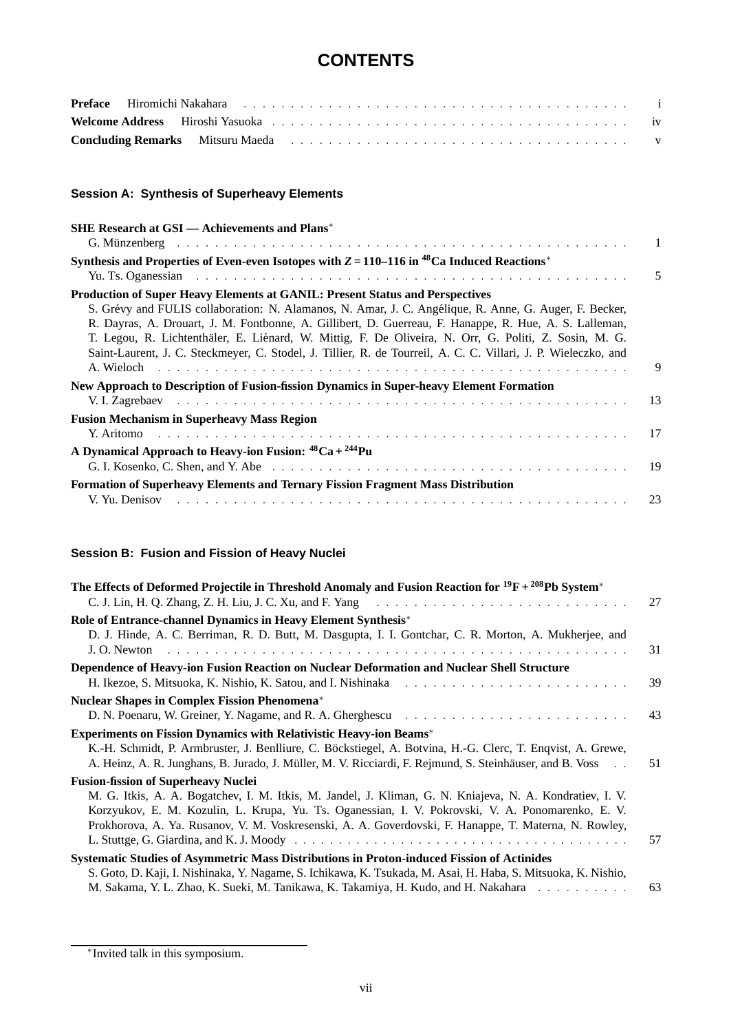# CONTENTS

**Preface** Hiromichi Nakahara . . . . . . . . . . . . . . . . . . . . . . . . . . . . . . . . . . . . . . . . i
**Welcome Address** Hiroshi Yasuoka . . . . . . . . . . . . . . . . . . . . . . . . . . . . . . . . . . . . . iv
**Concluding Remarks** Mitsuru Maeda . . . . . . . . . . . . . . . . . . . . . . . . . . . . . . . . . . . . v

### Session A: Synthesis of Superheavy Elements

**SHE Research at GSI — Achievements and Plans***
G. Münzenberg . . . . . . . . . . . . . . . . . . . . . . . . . . . . . . . . . . . . . . . . . . . . . . . 1

**Synthesis and Properties of Even-even Isotopes with $Z = 110$–$116$ in $^{48}$Ca Induced Reactions***
Yu. Ts. Oganessian . . . . . . . . . . . . . . . . . . . . . . . . . . . . . . . . . . . . . . . . . . . . . 5

**Production of Super Heavy Elements at GANIL: Present Status and Perspectives**
S. Grévy and FULIS collaboration: N. Alamanos, N. Amar, J. C. Angélique, R. Anne, G. Auger, F. Becker, R. Dayras, A. Drouart, J. M. Fontbonne, A. Gillibert, D. Guerreau, F. Hanappe, R. Hue, A. S. Lalleman, T. Legou, R. Lichtenthäler, E. Liénard, W. Mittig, F. De Oliveira, N. Orr, G. Politi, Z. Sosin, M. G. Saint-Laurent, J. C. Steckmeyer, C. Stodel, J. Tillier, R. de Tourreil, A. C. C. Villari, J. P. Wieleczko, and A. Wieloch . . . . . . . . . . . . . . . . . . . . . . . . . . . . . . . . . . . . . . . . . . . . . . . 9

**New Approach to Description of Fusion-fission Dynamics in Super-heavy Element Formation**
V. I. Zagrebaev . . . . . . . . . . . . . . . . . . . . . . . . . . . . . . . . . . . . . . . . . . . . . . 13

**Fusion Mechanism in Superheavy Mass Region**
Y. Aritomo . . . . . . . . . . . . . . . . . . . . . . . . . . . . . . . . . . . . . . . . . . . . . . . . 17

**A Dynamical Approach to Heavy-ion Fusion: $^{48}$Ca + $^{244}$Pu**
G. I. Kosenko, C. Shen, and Y. Abe . . . . . . . . . . . . . . . . . . . . . . . . . . . . . . . . . . . . 19

**Formation of Superheavy Elements and Ternary Fission Fragment Mass Distribution**
V. Yu. Denisov . . . . . . . . . . . . . . . . . . . . . . . . . . . . . . . . . . . . . . . . . . . . . . 23

### Session B: Fusion and Fission of Heavy Nuclei

**The Effects of Deformed Projectile in Threshold Anomaly and Fusion Reaction for $^{19}$F + $^{208}$Pb System***
C. J. Lin, H. Q. Zhang, Z. H. Liu, J. C. Xu, and F. Yang . . . . . . . . . . . . . . . . . . . . . . . . . . 27

**Role of Entrance-channel Dynamics in Heavy Element Synthesis***
D. J. Hinde, A. C. Berriman, R. D. Butt, M. Dasgupta, I. I. Gontchar, C. R. Morton, A. Mukherjee, and J. O. Newton . . . . . . . . . . . . . . . . . . . . . . . . . . . . . . . . . . . . . . . . . . . . . . . 31

**Dependence of Heavy-ion Fusion Reaction on Nuclear Deformation and Nuclear Shell Structure**
H. Ikezoe, S. Mitsuoka, K. Nishio, K. Satou, and I. Nishinaka . . . . . . . . . . . . . . . . . . . . . . . . 39

**Nuclear Shapes in Complex Fission Phenomena***
D. N. Poenaru, W. Greiner, Y. Nagame, and R. A. Gherghescu . . . . . . . . . . . . . . . . . . . . . . . 43

**Experiments on Fission Dynamics with Relativistic Heavy-ion Beams***
K.-H. Schmidt, P. Armbruster, J. Benlliure, C. Böckstiegel, A. Botvina, H.-G. Clerc, T. Enqvist, A. Grewe, A. Heinz, A. R. Junghans, B. Jurado, J. Müller, M. V. Ricciardi, F. Rejmund, S. Steinhäuser, and B. Voss . . 51

**Fusion-fission of Superheavy Nuclei**
M. G. Itkis, A. A. Bogatchev, I. M. Itkis, M. Jandel, J. Kliman, G. N. Kniajeva, N. A. Kondratiev, I. V. Korzyukov, E. M. Kozulin, L. Krupa, Yu. Ts. Oganessian, I. V. Pokrovski, V. A. Ponomarenko, E. V. Prokhorova, A. Ya. Rusanov, V. M. Voskresenski, A. A. Goverdovski, F. Hanappe, T. Materna, N. Rowley, L. Stuttge, G. Giardina, and K. J. Moody . . . . . . . . . . . . . . . . . . . . . . . . . . . . . . . . . 57

**Systematic Studies of Asymmetric Mass Distributions in Proton-induced Fission of Actinides**
S. Goto, D. Kaji, I. Nishinaka, Y. Nagame, S. Ichikawa, K. Tsukada, M. Asai, H. Haba, S. Mitsuoka, K. Nishio, M. Sakama, Y. L. Zhao, K. Sueki, M. Tanikawa, K. Takamiya, H. Kudo, and H. Nakahara . . . . . . . . . 63

---

*Invited talk in this symposium.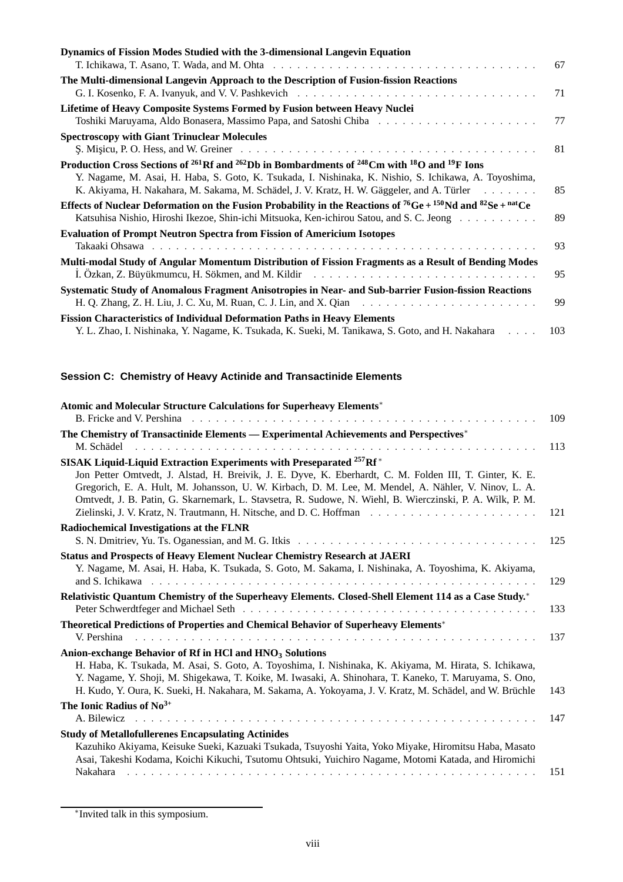**Dynamics of Fission Modes Studied with the 3-dimensional Langevin Equation**
T. Ichikawa, T. Asano, T. Wada, and M. Ohta . . . . . . . . . . . . . . . . . . . . . . . . . . . . . . . . 67

**The Multi-dimensional Langevin Approach to the Description of Fusion-fission Reactions**
G. I. Kosenko, F. A. Ivanyuk, and V. V. Pashkevich . . . . . . . . . . . . . . . . . . . . . . . . . . . . . 71

**Lifetime of Heavy Composite Systems Formed by Fusion between Heavy Nuclei**
Toshiki Maruyama, Aldo Bonasera, Massimo Papa, and Satoshi Chiba . . . . . . . . . . . . . . . . . . . . 77

**Spectroscopy with Giant Trinuclear Molecules**
Ş. Mişicu, P. O. Hess, and W. Greiner . . . . . . . . . . . . . . . . . . . . . . . . . . . . . . . . . . . . 81

**Production Cross Sections of $^{261}$Rf and $^{262}$Db in Bombardments of $^{248}$Cm with $^{18}$O and $^{19}$F Ions**
Y. Nagame, M. Asai, H. Haba, S. Goto, K. Tsukada, I. Nishinaka, K. Nishio, S. Ichikawa, A. Toyoshima, K. Akiyama, H. Nakahara, M. Sakama, M. Schädel, J. V. Kratz, H. W. Gäggeler, and A. Türler . . . . . . . 85

**Effects of Nuclear Deformation on the Fusion Probability in the Reactions of $^{76}$Ge + $^{150}$Nd and $^{82}$Se + $^{nat}$Ce**
Katsuhisa Nishio, Hiroshi Ikezoe, Shin-ichi Mitsuoka, Ken-ichirou Satou, and S. C. Jeong . . . . . . . . . . 89

**Evaluation of Prompt Neutron Spectra from Fission of Americium Isotopes**
Takaaki Ohsawa . . . . . . . . . . . . . . . . . . . . . . . . . . . . . . . . . . . . . . . . . . . . . . 93

**Multi-modal Study of Angular Momentum Distribution of Fission Fragments as a Result of Bending Modes**
İ. Özkan, Z. Büyükmumcu, H. Sökmen, and M. Kildir . . . . . . . . . . . . . . . . . . . . . . . . . . . . 95

**Systematic Study of Anomalous Fragment Anisotropies in Near- and Sub-barrier Fusion-fission Reactions**
H. Q. Zhang, Z. H. Liu, J. C. Xu, M. Ruan, C. J. Lin, and X. Qian . . . . . . . . . . . . . . . . . . . . . 99

**Fission Characteristics of Individual Deformation Paths in Heavy Elements**
Y. L. Zhao, I. Nishinaka, Y. Nagame, K. Tsukada, K. Sueki, M. Tanikawa, S. Goto, and H. Nakahara . . . . 103

## Session C: Chemistry of Heavy Actinide and Transactinide Elements

**Atomic and Molecular Structure Calculations for Superheavy Elements***
B. Fricke and V. Pershina . . . . . . . . . . . . . . . . . . . . . . . . . . . . . . . . . . . . . . . . 109

**The Chemistry of Transactinide Elements — Experimental Achievements and Perspectives***
M. Schädel . . . . . . . . . . . . . . . . . . . . . . . . . . . . . . . . . . . . . . . . . . . . . . . 113

**SISAK Liquid-Liquid Extraction Experiments with Preseparated $^{257}$Rf***
Jon Petter Omtvedt, J. Alstad, H. Breivik, J. E. Dyve, K. Eberhardt, C. M. Folden III, T. Ginter, K. E. Gregorich, E. A. Hult, M. Johansson, U. W. Kirbach, D. M. Lee, M. Mendel, A. Nähler, V. Ninov, L. A. Omtvedt, J. B. Patin, G. Skarnemark, L. Stavsetra, R. Sudowe, N. Wiehl, B. Wierczinski, P. A. Wilk, P. M. Zielinski, J. V. Kratz, N. Trautmann, H. Nitsche, and D. C. Hoffman . . . . . . . . . . . . . . . . . . . 121

**Radiochemical Investigations at the FLNR**
S. N. Dmitriev, Yu. Ts. Oganessian, and M. G. Itkis . . . . . . . . . . . . . . . . . . . . . . . . . . . . 125

**Status and Prospects of Heavy Element Nuclear Chemistry Research at JAERI**
Y. Nagame, M. Asai, H. Haba, K. Tsukada, S. Goto, M. Sakama, I. Nishinaka, A. Toyoshima, K. Akiyama, and S. Ichikawa . . . . . . . . . . . . . . . . . . . . . . . . . . . . . . . . . . . . . . . . . . . . 129

**Relativistic Quantum Chemistry of the Superheavy Elements. Closed-Shell Element 114 as a Case Study.***
Peter Schwerdtfeger and Michael Seth . . . . . . . . . . . . . . . . . . . . . . . . . . . . . . . . . . 133

**Theoretical Predictions of Properties and Chemical Behavior of Superheavy Elements***
V. Pershina . . . . . . . . . . . . . . . . . . . . . . . . . . . . . . . . . . . . . . . . . . . . . . . 137

**Anion-exchange Behavior of Rf in HCl and $HNO_3$ Solutions**
H. Haba, K. Tsukada, M. Asai, S. Goto, A. Toyoshima, I. Nishinaka, K. Akiyama, M. Hirata, S. Ichikawa, Y. Nagame, Y. Shoji, M. Shigekawa, T. Koike, M. Iwasaki, A. Shinohara, T. Kaneko, T. Maruyama, S. Ono, H. Kudo, Y. Oura, K. Sueki, H. Nakahara, M. Sakama, A. Yokoyama, J. V. Kratz, M. Schädel, and W. Brüchle 143

**The Ionic Radius of $No^{3+}$**
A. Bilewicz . . . . . . . . . . . . . . . . . . . . . . . . . . . . . . . . . . . . . . . . . . . . . . . 147

**Study of Metallofullerenes Encapsulating Actinides**
Kazuhiko Akiyama, Keisuke Sueki, Kazuaki Tsukada, Tsuyoshi Yaita, Yoko Miyake, Hiromitsu Haba, Masato Asai, Takeshi Kodama, Koichi Kikuchi, Tsutomu Ohtsuki, Yuichiro Nagame, Motomi Katada, and Hiromichi Nakahara . . . . . . . . . . . . . . . . . . . . . . . . . . . . . . . . . . . . . . . . . . . . . . 151

---

*Invited talk in this symposium.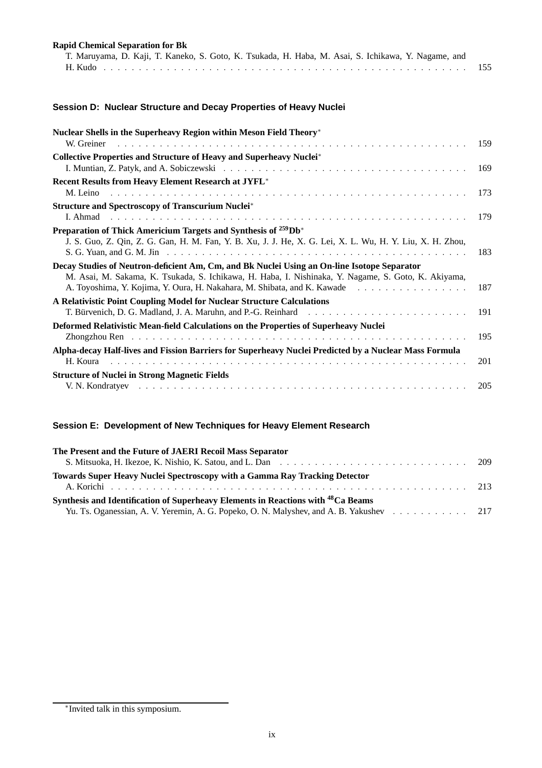**Rapid Chemical Separation for Bk**
T. Maruyama, D. Kaji, T. Kaneko, S. Goto, K. Tsukada, H. Haba, M. Asai, S. Ichikawa, Y. Nagame, and H. Kudo . . . . . . . . . . . . . . . . . . . . . . . . . . . . . . . . . . . . . . . . . . . . . . . . 155

## Session D: Nuclear Structure and Decay Properties of Heavy Nuclei

**Nuclear Shells in the Superheavy Region within Meson Field Theory***
W. Greiner . . . . . . . . . . . . . . . . . . . . . . . . . . . . . . . . . . . . . . . . . . . . . . . . 159

**Collective Properties and Structure of Heavy and Superheavy Nuclei***
I. Muntian, Z. Patyk, and A. Sobiczewski . . . . . . . . . . . . . . . . . . . . . . . . . . . . . . . 169

**Recent Results from Heavy Element Research at JYFL***
M. Leino . . . . . . . . . . . . . . . . . . . . . . . . . . . . . . . . . . . . . . . . . . . . . . . . 173

**Structure and Spectroscopy of Transcurium Nuclei***
I. Ahmad . . . . . . . . . . . . . . . . . . . . . . . . . . . . . . . . . . . . . . . . . . . . . . . . 179

**Preparation of Thick Americium Targets and Synthesis of $^{259}$Db***
J. S. Guo, Z. Qin, Z. G. Gan, H. M. Fan, Y. B. Xu, J. J. He, X. G. Lei, X. L. Wu, H. Y. Liu, X. H. Zhou, S. G. Yuan, and G. M. Jin . . . . . . . . . . . . . . . . . . . . . . . . . . . . . . . . . . . . . . 183

**Decay Studies of Neutron-deficient Am, Cm, and Bk Nuclei Using an On-line Isotope Separator**
M. Asai, M. Sakama, K. Tsukada, S. Ichikawa, H. Haba, I. Nishinaka, Y. Nagame, S. Goto, K. Akiyama, A. Toyoshima, Y. Kojima, Y. Oura, H. Nakahara, M. Shibata, and K. Kawade . . . . . . . . . . . . . . . . 187

**A Relativistic Point Coupling Model for Nuclear Structure Calculations**
T. Bürvenich, D. G. Madland, J. A. Maruhn, and P.-G. Reinhard . . . . . . . . . . . . . . . . . . . . . . . 191

**Deformed Relativistic Mean-field Calculations on the Properties of Superheavy Nuclei**
Zhongzhou Ren . . . . . . . . . . . . . . . . . . . . . . . . . . . . . . . . . . . . . . . . . . . . . 195

**Alpha-decay Half-lives and Fission Barriers for Superheavy Nuclei Predicted by a Nuclear Mass Formula**
H. Koura . . . . . . . . . . . . . . . . . . . . . . . . . . . . . . . . . . . . . . . . . . . . . . . . 201

**Structure of Nuclei in Strong Magnetic Fields**
V. N. Kondratyev . . . . . . . . . . . . . . . . . . . . . . . . . . . . . . . . . . . . . . . . . . . . 205

## Session E: Development of New Techniques for Heavy Element Research

**The Present and the Future of JAERI Recoil Mass Separator**
S. Mitsuoka, H. Ikezoe, K. Nishio, K. Satou, and L. Dan . . . . . . . . . . . . . . . . . . . . . . . . . . 209

**Towards Super Heavy Nuclei Spectroscopy with a Gamma Ray Tracking Detector**
A. Korichi . . . . . . . . . . . . . . . . . . . . . . . . . . . . . . . . . . . . . . . . . . . . . . . 213

**Synthesis and Identification of Superheavy Elements in Reactions with $^{48}$Ca Beams**
Yu. Ts. Oganessian, A. V. Yeremin, A. G. Popeko, O. N. Malyshev, and A. B. Yakushev . . . . . . . . . . . 217

---

*Invited talk in this symposium.